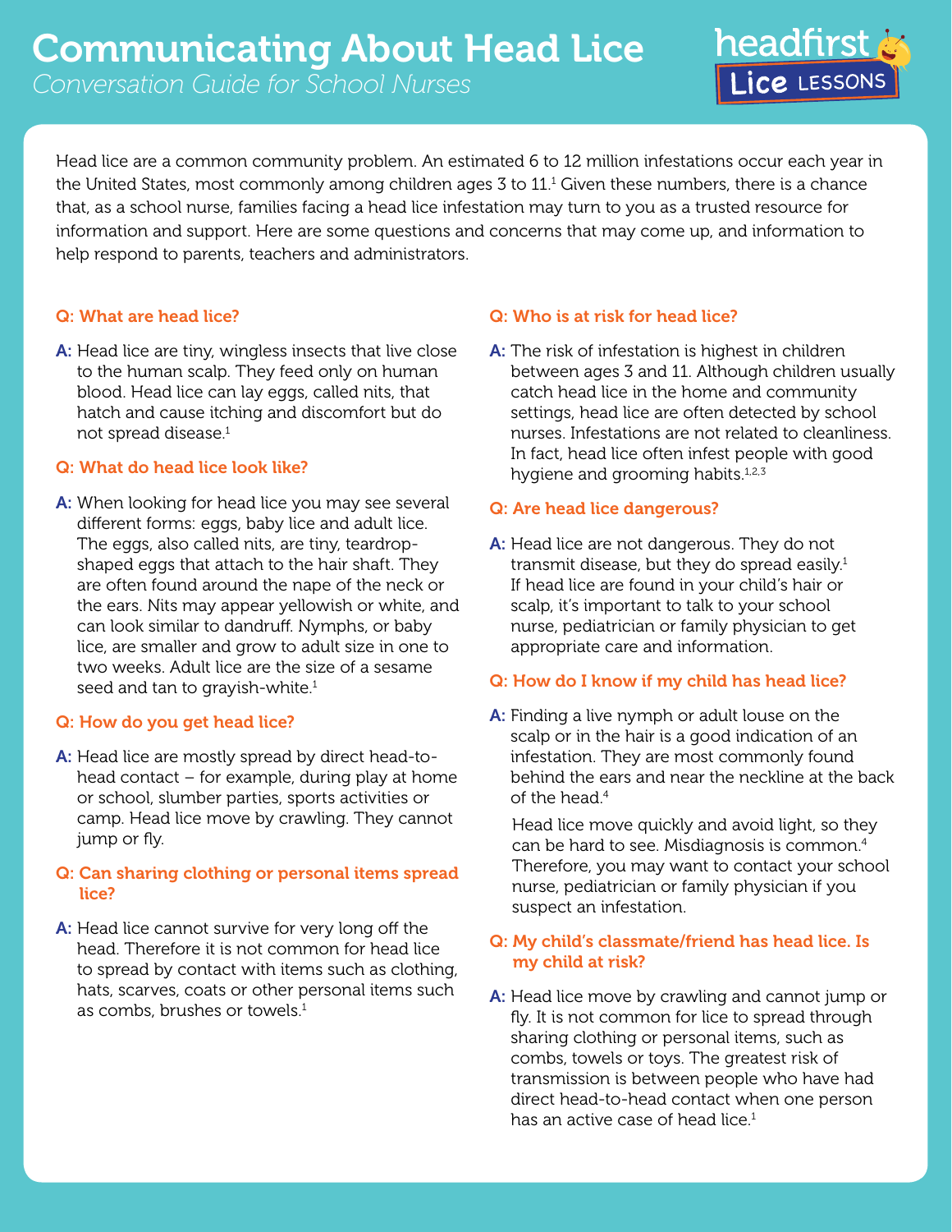# Communicating About Head Lice

*Conversation Guide for School Nurses*

headfirst Lice LESSONS

Head lice are a common community problem. An estimated 6 to 12 million infestations occur each year in the United States, most commonly among children ages 3 to 11.[1] Given these numbers, there is a chance that, as a school nurse, families facing a head lice infestation may turn to you as a trusted resource for information and support. Here are some questions and concerns that may come up, and information to help respond to parents, teachers and administrators.

### Q: What are head lice?

**A:** Head lice are tiny, wingless insects that live close to the human scalp. They feed only on human blood. Head lice can lay eggs, called nits, that hatch and cause itching and discomfort but do not spread disease.[1]

### Q: What do head lice look like?

**A:** When looking for head lice you may see several different forms: eggs, baby lice and adult lice. The eggs, also called nits, are tiny, teardrop-shaped eggs that attach to the hair shaft. They are often found around the nape of the neck or the ears. Nits may appear yellowish or white, and can look similar to dandruff. Nymphs, or baby lice, are smaller and grow to adult size in one to two weeks. Adult lice are the size of a sesame seed and tan to grayish-white.[1]

### Q: How do you get head lice?

**A:** Head lice are mostly spread by direct head-to-head contact – for example, during play at home or school, slumber parties, sports activities or camp. Head lice move by crawling. They cannot jump or fly.

### Q: Can sharing clothing or personal items spread lice?

**A:** Head lice cannot survive for very long off the head. Therefore it is not common for head lice to spread by contact with items such as clothing, hats, scarves, coats or other personal items such as combs, brushes or towels.[1]

### Q: Who is at risk for head lice?

**A:** The risk of infestation is highest in children between ages 3 and 11. Although children usually catch head lice in the home and community settings, head lice are often detected by school nurses. Infestations are not related to cleanliness. In fact, head lice often infest people with good hygiene and grooming habits.[1,2,3]

### Q: Are head lice dangerous?

**A:** Head lice are not dangerous. They do not transmit disease, but they do spread easily.[1] If head lice are found in your child's hair or scalp, it's important to talk to your school nurse, pediatrician or family physician to get appropriate care and information.

### Q: How do I know if my child has head lice?

**A:** Finding a live nymph or adult louse on the scalp or in the hair is a good indication of an infestation. They are most commonly found behind the ears and near the neckline at the back of the head.[4]

Head lice move quickly and avoid light, so they can be hard to see. Misdiagnosis is common.[4] Therefore, you may want to contact your school nurse, pediatrician or family physician if you suspect an infestation.

### Q: My child's classmate/friend has head lice. Is my child at risk?

**A:** Head lice move by crawling and cannot jump or fly. It is not common for lice to spread through sharing clothing or personal items, such as combs, towels or toys. The greatest risk of transmission is between people who have had direct head-to-head contact when one person has an active case of head lice.[1]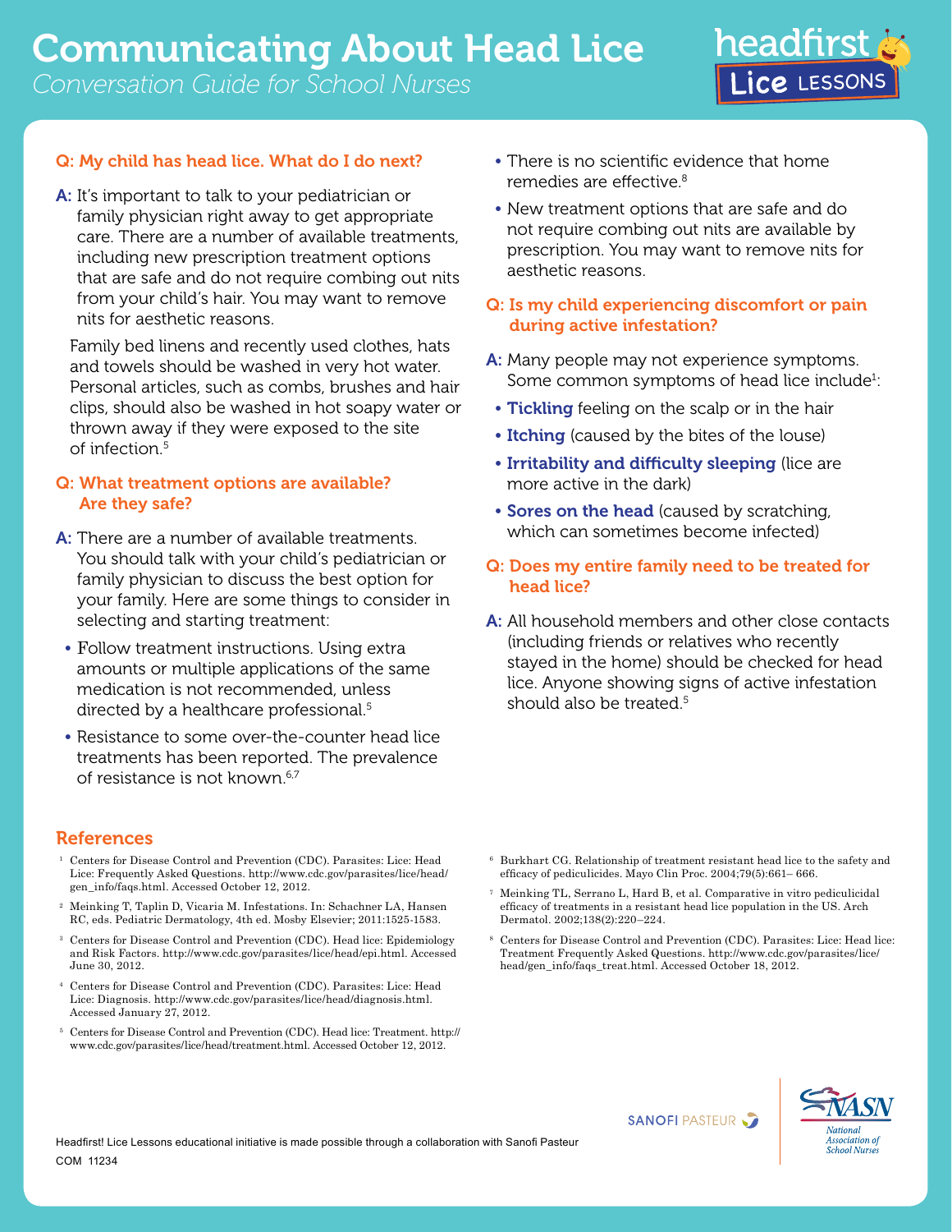# Communicating About Head Lice

*Conversation Guide for School Nurses*

headfirst Lice LESSONS

**Q: My child has head lice. What do I do next?**

**A:** It's important to talk to your pediatrician or family physician right away to get appropriate care. There are a number of available treatments, including new prescription treatment options that are safe and do not require combing out nits from your child's hair. You may want to remove nits for aesthetic reasons.

Family bed linens and recently used clothes, hats and towels should be washed in very hot water. Personal articles, such as combs, brushes and hair clips, should also be washed in hot soapy water or thrown away if they were exposed to the site of infection.[5]

**Q: What treatment options are available? Are they safe?**

**A:** There are a number of available treatments. You should talk with your child's pediatrician or family physician to discuss the best option for your family. Here are some things to consider in selecting and starting treatment:

- Follow treatment instructions. Using extra amounts or multiple applications of the same medication is not recommended, unless directed by a healthcare professional.[5]
- Resistance to some over-the-counter head lice treatments has been reported. The prevalence of resistance is not known.[6,7]
- There is no scientific evidence that home remedies are effective.[8]
- New treatment options that are safe and do not require combing out nits are available by prescription. You may want to remove nits for aesthetic reasons.

**Q: Is my child experiencing discomfort or pain during active infestation?**

**A:** Many people may not experience symptoms. Some common symptoms of head lice include[1]:

- **Tickling** feeling on the scalp or in the hair
- **Itching** (caused by the bites of the louse)
- **Irritability and difficulty sleeping** (lice are more active in the dark)
- **Sores on the head** (caused by scratching, which can sometimes become infected)

**Q: Does my entire family need to be treated for head lice?**

**A:** All household members and other close contacts (including friends or relatives who recently stayed in the home) should be checked for head lice. Anyone showing signs of active infestation should also be treated.[5]

## References

1. Centers for Disease Control and Prevention (CDC). Parasites: Lice: Head Lice: Frequently Asked Questions. http://www.cdc.gov/parasites/lice/head/gen_info/faqs.html. Accessed October 12, 2012.
2. Meinking T, Taplin D, Vicaria M. Infestations. In: Schachner LA, Hansen RC, eds. Pediatric Dermatology, 4th ed. Mosby Elsevier; 2011:1525-1583.
3. Centers for Disease Control and Prevention (CDC). Head lice: Epidemiology and Risk Factors. http://www.cdc.gov/parasites/lice/head/epi.html. Accessed June 30, 2012.
4. Centers for Disease Control and Prevention (CDC). Parasites: Lice: Head Lice: Diagnosis. http://www.cdc.gov/parasites/lice/head/diagnosis.html. Accessed January 27, 2012.
5. Centers for Disease Control and Prevention (CDC). Head lice: Treatment. http://www.cdc.gov/parasites/lice/head/treatment.html. Accessed October 12, 2012.
6. Burkhart CG. Relationship of treatment resistant head lice to the safety and efficacy of pediculicides. Mayo Clin Proc. 2004;79(5):661– 666.
7. Meinking TL, Serrano L, Hard B, et al. Comparative in vitro pediculicidal efficacy of treatments in a resistant head lice population in the US. Arch Dermatol. 2002;138(2):220–224.
8. Centers for Disease Control and Prevention (CDC). Parasites: Lice: Head lice: Treatment Frequently Asked Questions. http://www.cdc.gov/parasites/lice/head/gen_info/faqs_treat.html. Accessed October 18, 2012.

SANOFI PASTEUR

NASN National Association of School Nurses

Headfirst! Lice Lessons educational initiative is made possible through a collaboration with Sanofi Pasteur

COM 11234